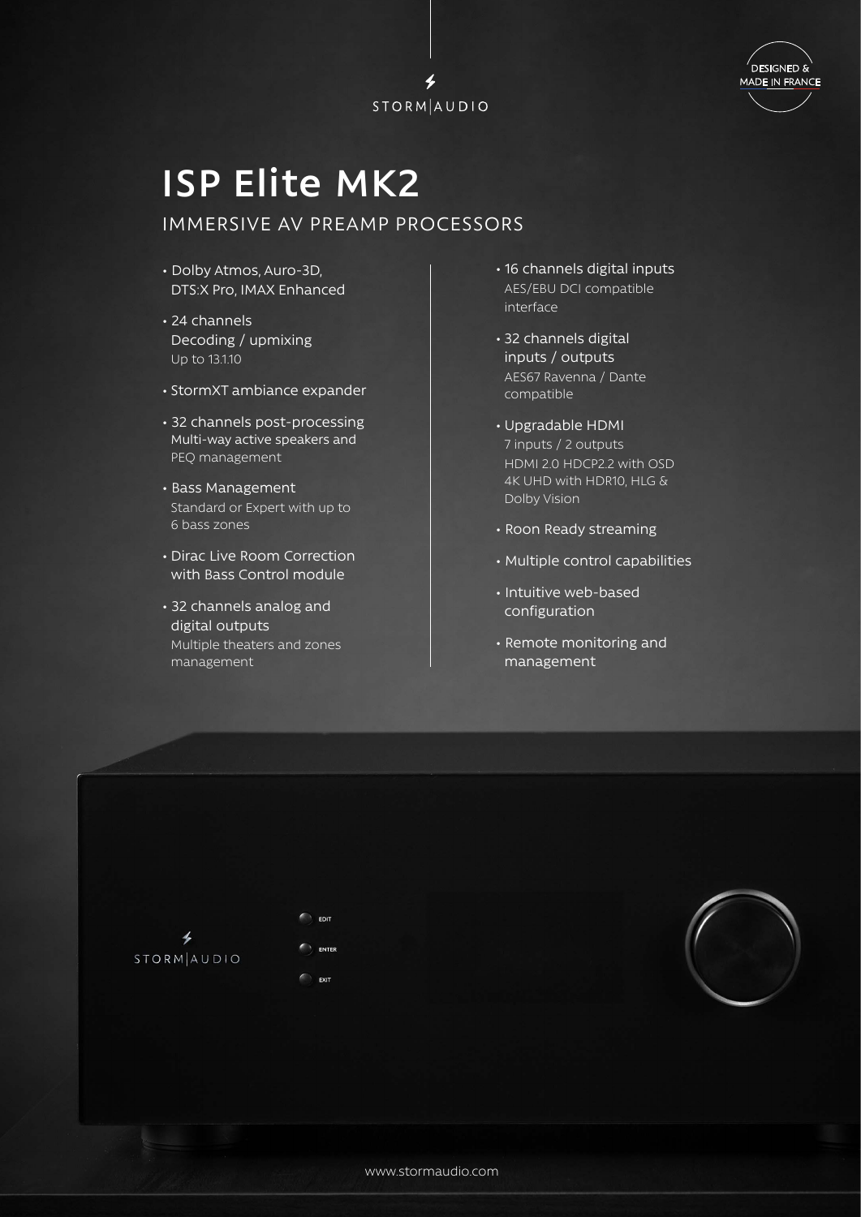STORM|AUDIO

DESIGNED & MADE IN FRANCE

# ISP Elite MK2

## IMMERSIVE AV PREAMP PROCESSORS

- Dolby Atmos, Auro-3D, DTS:X Pro, IMAX Enhanced
- 24 channels Decoding / upmixing
  Up to 13.1.10
- StormXT ambiance expander
- 32 channels post-processing
  Multi-way active speakers and PEQ management
- Bass Management
  Standard or Expert with up to 6 bass zones
- Dirac Live Room Correction with Bass Control module
- 32 channels analog and digital outputs
  Multiple theaters and zones management
- 16 channels digital inputs
  AES/EBU DCI compatible interface
- 32 channels digital inputs / outputs
  AES67 Ravenna / Dante compatible
- Upgradable HDMI
  7 inputs / 2 outputs
  HDMI 2.0 HDCP2.2 with OSD
  4K UHD with HDR10, HLG & Dolby Vision
- Roon Ready streaming
- Multiple control capabilities
- Intuitive web-based configuration
- Remote monitoring and management

www.stormaudio.com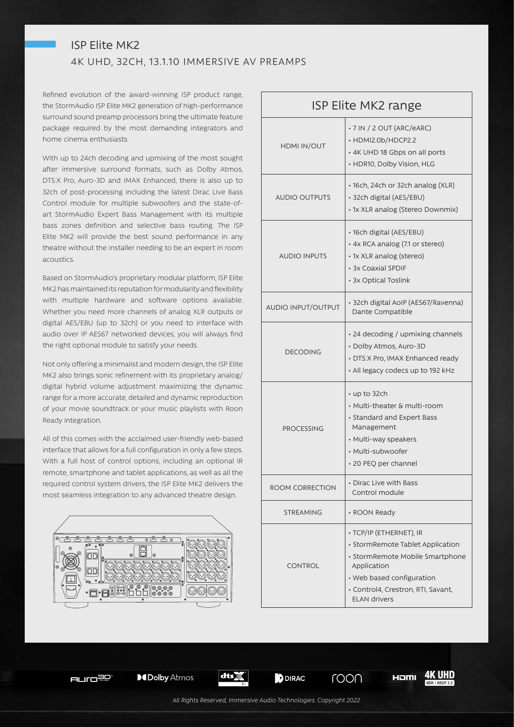# ISP Elite MK2

## 4K UHD, 32CH, 13.1.10 IMMERSIVE AV PREAMPS

Refined evolution of the award-winning ISP product range, the StormAudio ISP Elite MK2 generation of high-performance surround sound preamp processors bring the ultimate feature package required by the most demanding integrators and home cinema enthusiasts.

With up to 24ch decoding and upmixing of the most sought after immersive surround formats, such as Dolby Atmos, DTS:X Pro, Auro-3D and IMAX Enhanced, there is also up to 32ch of post-processing including the latest Dirac Live Bass Control module for multiple subwoofers and the state-of-art StormAudio Expert Bass Management with its multiple bass zones definition and selective bass routing. The ISP Elite MK2 will provide the best sound performance in any theatre without the installer needing to be an expert in room acoustics.

Based on StormAudio's proprietary modular platform, ISP Elite MK2 has maintained its reputation for modularity and flexibility with multiple hardware and software options available. Whether you need more channels of analog XLR outputs or digital AES/EBU (up to 32ch) or you need to interface with audio over IP AES67 networked devices, you will always find the right optional module to satisfy your needs.

Not only offering a minimalist and modern design, the ISP Elite MK2 also brings sonic refinement with its proprietary analog/digital hybrid volume adjustment maximizing the dynamic range for a more accurate, detailed and dynamic reproduction of your movie soundtrack or your music playlists with Roon Ready integration.

All of this comes with the acclaimed user-friendly web-based interface that allows for a full configuration in only a few steps. With a full host of control options, including an optional IR remote, smartphone and tablet applications, as well as all the required control system drivers, the ISP Elite MK2 delivers the most seamless integration to any advanced theatre design.

| ISP Elite MK2 range | |
|---|---|
| HDMI IN/OUT | • 7 IN / 2 OUT (ARC/eARC)<br>• HDMI2.0b/HDCP2.2<br>• 4K UHD 18 Gbps on all ports<br>• HDR10, Dolby Vision, HLG |
| AUDIO OUTPUTS | • 16ch, 24ch or 32ch analog (XLR)<br>• 32ch digital (AES/EBU)<br>• 1x XLR analog (Stereo Downmix) |
| AUDIO INPUTS | • 16ch digital (AES/EBU)<br>• 4x RCA analog (7.1 or stereo)<br>• 1x XLR analog (stereo)<br>• 3x Coaxial SPDIF<br>• 3x Optical Toslink |
| AUDIO INPUT/OUTPUT | • 32ch digital AoIP (AES67/Ravenna) Dante Compatible |
| DECODING | • 24 decoding / upmixing channels<br>• Dolby Atmos, Auro-3D<br>• DTS:X Pro, IMAX Enhanced ready<br>• All legacy codecs up to 192 kHz |
| PROCESSING | • up to 32ch<br>• Multi-theater & multi-room<br>• Standard and Expert Bass Management<br>• Multi-way speakers<br>• Multi-subwoofer<br>• 20 PEQ per channel |
| ROOM CORRECTION | • Dirac Live with Bass Control module |
| STREAMING | • ROON Ready |
| CONTROL | • TCP/IP (ETHERNET), IR<br>• StormRemote Tablet Application<br>• StormRemote Mobile Smartphone Application<br>• Web based configuration<br>• Control4, Crestron, RTI, Savant, ELAN drivers |

*All Rights Reserved, Immersive Audio Technologies. Copyright 2022*